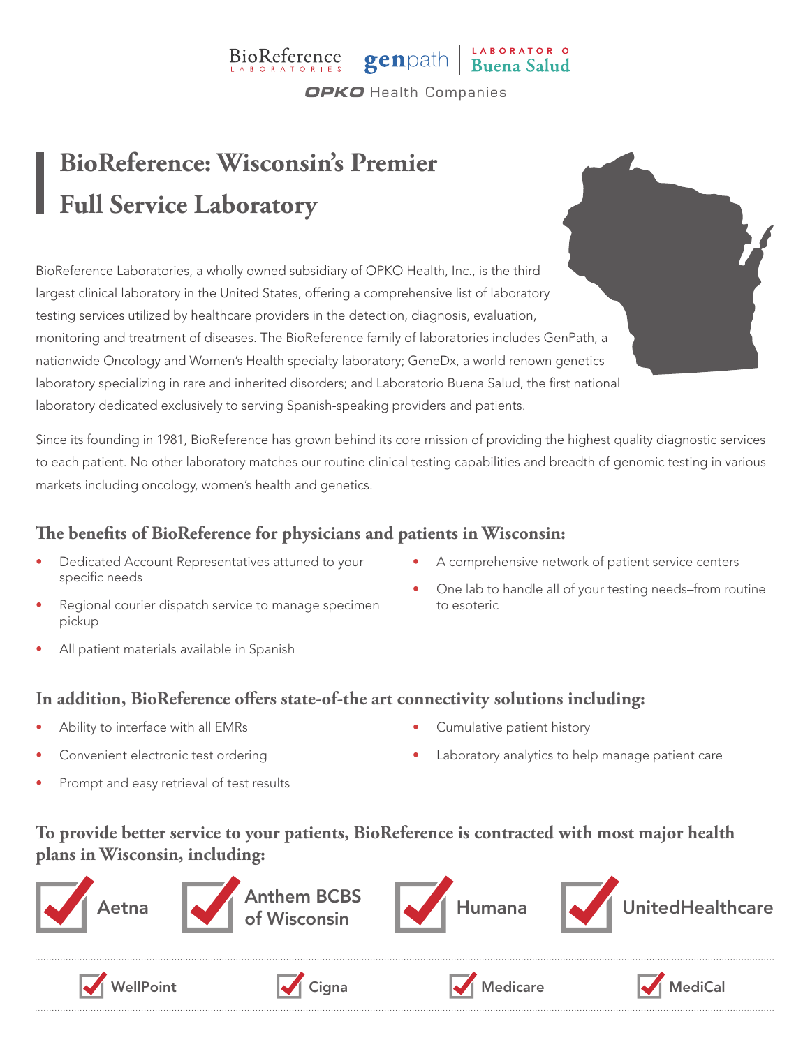BioReference Laboratories | genpath | Laboratorio Buena Salud

OPKO Health Companies

# BioReference: Wisconsin's Premier Full Service Laboratory

BioReference Laboratories, a wholly owned subsidiary of OPKO Health, Inc., is the third largest clinical laboratory in the United States, offering a comprehensive list of laboratory testing services utilized by healthcare providers in the detection, diagnosis, evaluation, monitoring and treatment of diseases. The BioReference family of laboratories includes GenPath, a nationwide Oncology and Women's Health specialty laboratory; GeneDx, a world renown genetics laboratory specializing in rare and inherited disorders; and Laboratorio Buena Salud, the first national laboratory dedicated exclusively to serving Spanish-speaking providers and patients.

Since its founding in 1981, BioReference has grown behind its core mission of providing the highest quality diagnostic services to each patient. No other laboratory matches our routine clinical testing capabilities and breadth of genomic testing in various markets including oncology, women's health and genetics.

## The benefits of BioReference for physicians and patients in Wisconsin:

- Dedicated Account Representatives attuned to your specific needs
- Regional courier dispatch service to manage specimen pickup
- All patient materials available in Spanish
- A comprehensive network of patient service centers
- One lab to handle all of your testing needs–from routine to esoteric

## In addition, BioReference offers state-of-the art connectivity solutions including:

- Ability to interface with all EMRs
- Convenient electronic test ordering
- Prompt and easy retrieval of test results
- Cumulative patient history
- Laboratory analytics to help manage patient care

## To provide better service to your patients, BioReference is contracted with most major health plans in Wisconsin, including:

- Aetna
- Anthem BCBS of Wisconsin
- Humana
- UnitedHealthcare
- WellPoint
- Cigna
- Medicare
- MediCal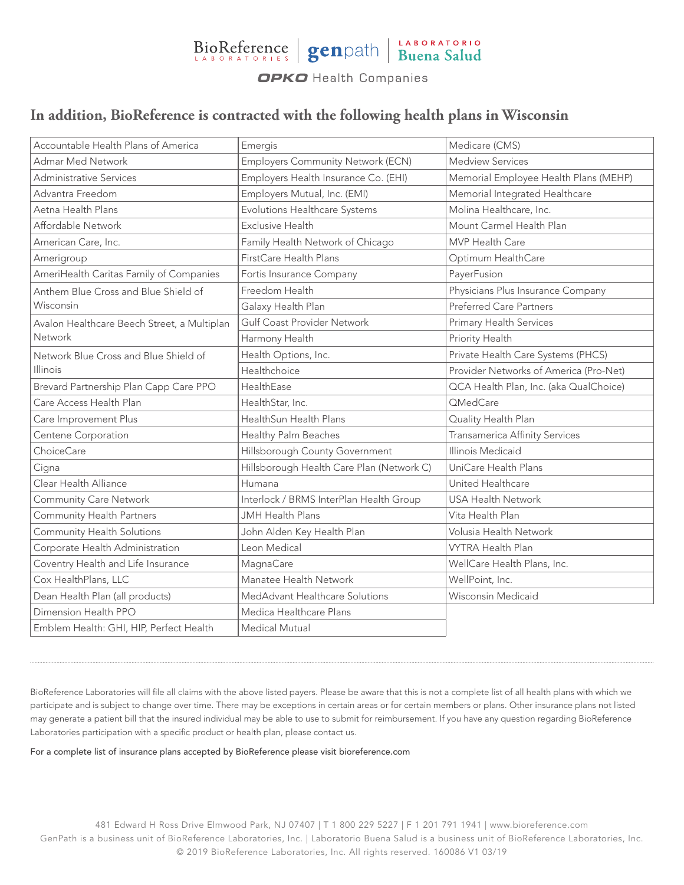BioReference LABORATORIES | genpath | LABORATORIO Buena Salud

OPKO Health Companies

## In addition, BioReference is contracted with the following health plans in Wisconsin

| | | |
|---|---|---|
| Accountable Health Plans of America | Emergis | Medicare (CMS) |
| Admar Med Network | Employers Community Network (ECN) | Medview Services |
| Administrative Services | Employers Health Insurance Co. (EHI) | Memorial Employee Health Plans (MEHP) |
| Advantra Freedom | Employers Mutual, Inc. (EMI) | Memorial Integrated Healthcare |
| Aetna Health Plans | Evolutions Healthcare Systems | Molina Healthcare, Inc. |
| Affordable Network | Exclusive Health | Mount Carmel Health Plan |
| American Care, Inc. | Family Health Network of Chicago | MVP Health Care |
| Amerigroup | FirstCare Health Plans | Optimum HealthCare |
| AmeriHealth Caritas Family of Companies | Fortis Insurance Company | PayerFusion |
| Anthem Blue Cross and Blue Shield of Wisconsin | Freedom Health | Physicians Plus Insurance Company |
| | Galaxy Health Plan | Preferred Care Partners |
| Avalon Healthcare Beech Street, a Multiplan Network | Gulf Coast Provider Network | Primary Health Services |
| | Harmony Health | Priority Health |
| Network Blue Cross and Blue Shield of Illinois | Health Options, Inc. | Private Health Care Systems (PHCS) |
| | Healthchoice | Provider Networks of America (Pro-Net) |
| Brevard Partnership Plan Capp Care PPO | HealthEase | QCA Health Plan, Inc. (aka QualChoice) |
| Care Access Health Plan | HealthStar, Inc. | QMedCare |
| Care Improvement Plus | HealthSun Health Plans | Quality Health Plan |
| Centene Corporation | Healthy Palm Beaches | Transamerica Affinity Services |
| ChoiceCare | Hillsborough County Government | Illinois Medicaid |
| Cigna | Hillsborough Health Care Plan (Network C) | UniCare Health Plans |
| Clear Health Alliance | Humana | United Healthcare |
| Community Care Network | Interlock / BRMS InterPlan Health Group | USA Health Network |
| Community Health Partners | JMH Health Plans | Vita Health Plan |
| Community Health Solutions | John Alden Key Health Plan | Volusia Health Network |
| Corporate Health Administration | Leon Medical | VYTRA Health Plan |
| Coventry Health and Life Insurance | MagnaCare | WellCare Health Plans, Inc. |
| Cox HealthPlans, LLC | Manatee Health Network | WellPoint, Inc. |
| Dean Health Plan (all products) | MedAdvant Healthcare Solutions | Wisconsin Medicaid |
| Dimension Health PPO | Medica Healthcare Plans | |
| Emblem Health: GHI, HIP, Perfect Health | Medical Mutual | |

BioReference Laboratories will file all claims with the above listed payers. Please be aware that this is not a complete list of all health plans with which we participate and is subject to change over time. There may be exceptions in certain areas or for certain members or plans. Other insurance plans not listed may generate a patient bill that the insured individual may be able to use to submit for reimbursement. If you have any question regarding BioReference Laboratories participation with a specific product or health plan, please contact us.

For a complete list of insurance plans accepted by BioReference please visit bioreference.com

481 Edward H Ross Drive Elmwood Park, NJ 07407 | T 1 800 229 5227 | F 1 201 791 1941 | www.bioreference.com
GenPath is a business unit of BioReference Laboratories, Inc. | Laboratorio Buena Salud is a business unit of BioReference Laboratories, Inc.
© 2019 BioReference Laboratories, Inc. All rights reserved. 160086 V1 03/19